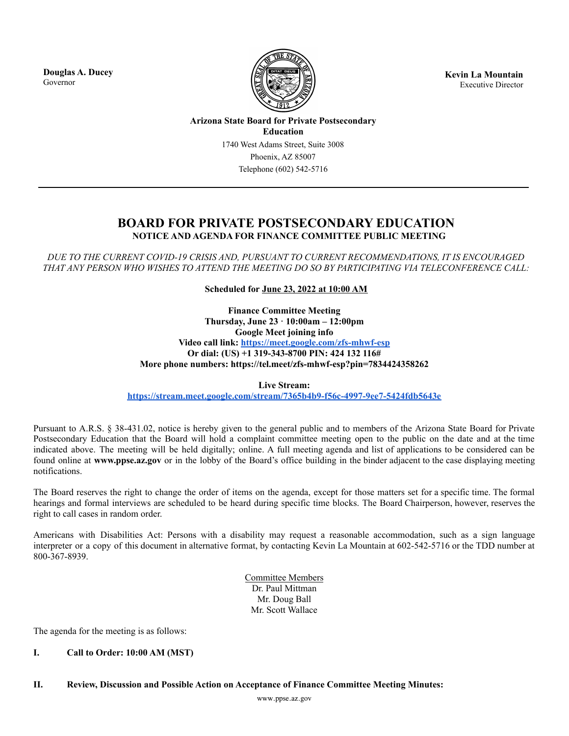**Douglas A. Ducey**
Governor

**Kevin La Mountain**
Executive Director

**Arizona State Board for Private Postsecondary Education**
1740 West Adams Street, Suite 3008
Phoenix, AZ 85007
Telephone (602) 542-5716

---

# BOARD FOR PRIVATE POSTSECONDARY EDUCATION

**NOTICE AND AGENDA FOR FINANCE COMMITTEE PUBLIC MEETING**

*DUE TO THE CURRENT COVID-19 CRISIS AND, PURSUANT TO CURRENT RECOMMENDATIONS, IT IS ENCOURAGED THAT ANY PERSON WHO WISHES TO ATTEND THE MEETING DO SO BY PARTICIPATING VIA TELECONFERENCE CALL:*

**Scheduled for June 23, 2022 at 10:00 AM**

**Finance Committee Meeting**
**Thursday, June 23 · 10:00am – 12:00pm**
**Google Meet joining info**
**Video call link: https://meet.google.com/zfs-mhwf-esp**
**Or dial: (US) +1 319-343-8700 PIN: 424 132 116#**
**More phone numbers: https://tel.meet/zfs-mhwf-esp?pin=7834424358262**

**Live Stream:**
**https://stream.meet.google.com/stream/7365b4b9-f56c-4997-9ee7-5424fdb5643e**

Pursuant to A.R.S. § 38-431.02, notice is hereby given to the general public and to members of the Arizona State Board for Private Postsecondary Education that the Board will hold a complaint committee meeting open to the public on the date and at the time indicated above. The meeting will be held digitally; online. A full meeting agenda and list of applications to be considered can be found online at **www.ppse.az.gov** or in the lobby of the Board's office building in the binder adjacent to the case displaying meeting notifications.

The Board reserves the right to change the order of items on the agenda, except for those matters set for a specific time. The formal hearings and formal interviews are scheduled to be heard during specific time blocks. The Board Chairperson, however, reserves the right to call cases in random order.

Americans with Disabilities Act: Persons with a disability may request a reasonable accommodation, such as a sign language interpreter or a copy of this document in alternative format, by contacting Kevin La Mountain at 602-542-5716 or the TDD number at 800-367-8939.

Committee Members
Dr. Paul Mittman
Mr. Doug Ball
Mr. Scott Wallace

The agenda for the meeting is as follows:

**I. Call to Order: 10:00 AM (MST)**

**II. Review, Discussion and Possible Action on Acceptance of Finance Committee Meeting Minutes:**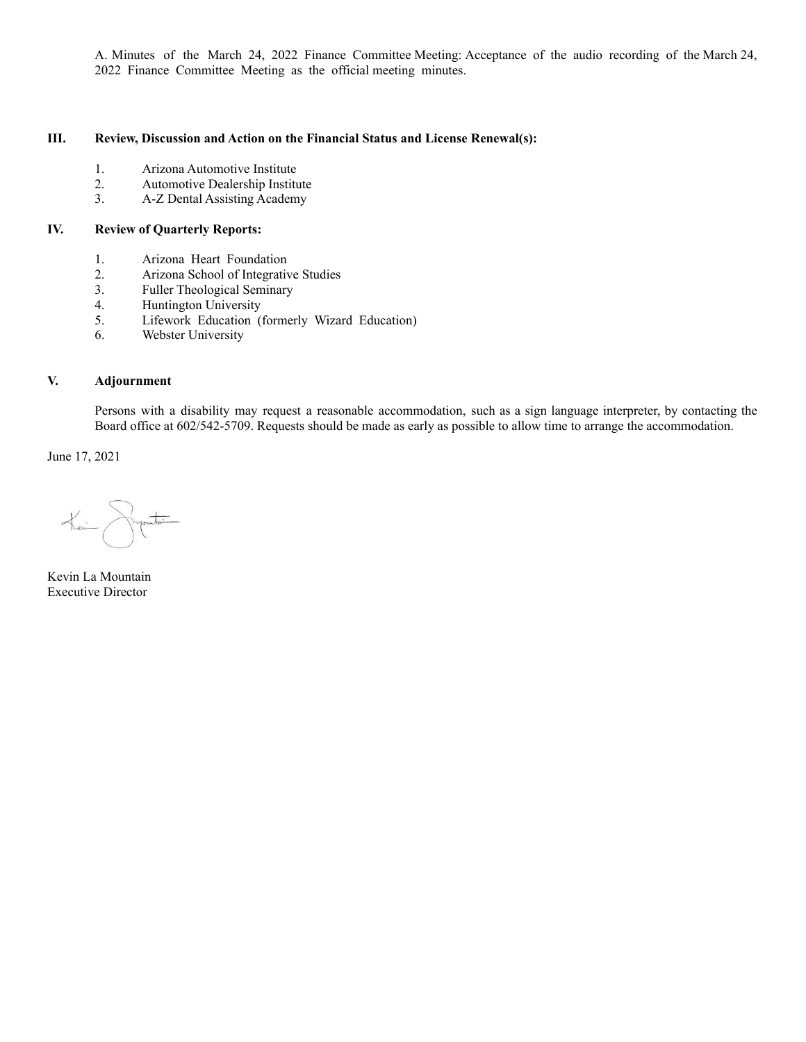A. Minutes of the March 24, 2022 Finance Committee Meeting: Acceptance of the audio recording of the March 24, 2022 Finance Committee Meeting as the official meeting minutes.

## III. Review, Discussion and Action on the Financial Status and License Renewal(s):

1. Arizona Automotive Institute
2. Automotive Dealership Institute
3. A-Z Dental Assisting Academy

## IV. Review of Quarterly Reports:

1. Arizona Heart Foundation
2. Arizona School of Integrative Studies
3. Fuller Theological Seminary
4. Huntington University
5. Lifework Education (formerly Wizard Education)
6. Webster University

## V. Adjournment

Persons with a disability may request a reasonable accommodation, such as a sign language interpreter, by contacting the Board office at 602/542-5709. Requests should be made as early as possible to allow time to arrange the accommodation.

June 17, 2021

Kevin La Mountain
Executive Director